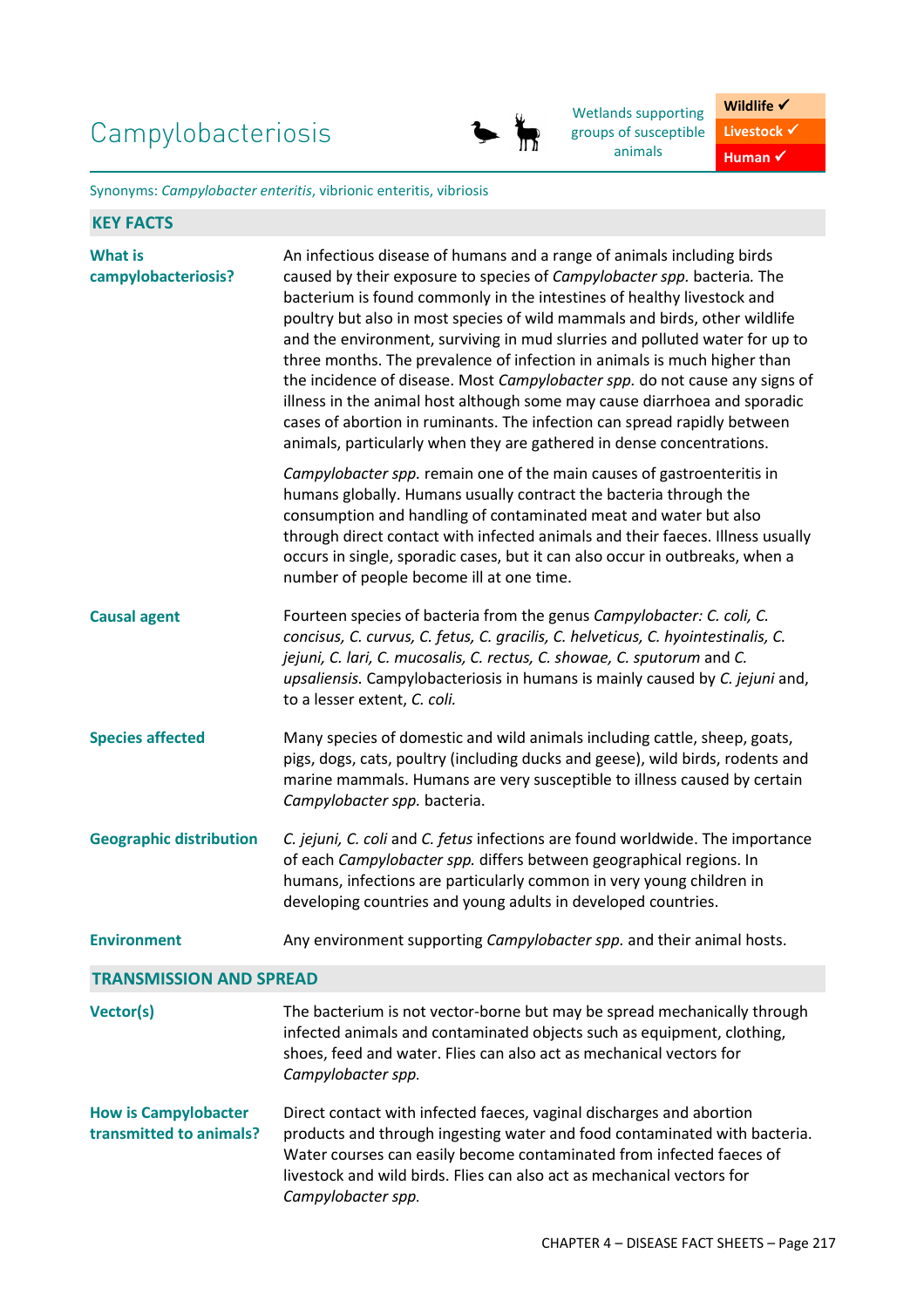# Campylobacteriosis

Wetlands supporting groups of susceptible animals

| | |
|---|---|
| Wildlife ✓ | |
| Livestock ✓ | |
| Human ✓ | |

Synonyms: *Campylobacter enteritis*, vibrionic enteritis, vibriosis

## KEY FACTS

**What is campylobacteriosis?**

An infectious disease of humans and a range of animals including birds caused by their exposure to species of *Campylobacter spp.* bacteria. The bacterium is found commonly in the intestines of healthy livestock and poultry but also in most species of wild mammals and birds, other wildlife and the environment, surviving in mud slurries and polluted water for up to three months. The prevalence of infection in animals is much higher than the incidence of disease. Most *Campylobacter spp.* do not cause any signs of illness in the animal host although some may cause diarrhoea and sporadic cases of abortion in ruminants. The infection can spread rapidly between animals, particularly when they are gathered in dense concentrations.

*Campylobacter spp.* remain one of the main causes of gastroenteritis in humans globally. Humans usually contract the bacteria through the consumption and handling of contaminated meat and water but also through direct contact with infected animals and their faeces. Illness usually occurs in single, sporadic cases, but it can also occur in outbreaks, when a number of people become ill at one time.

**Causal agent**

Fourteen species of bacteria from the genus *Campylobacter: C. coli, C. concisus, C. curvus, C. fetus, C. gracilis, C. helveticus, C. hyointestinalis, C. jejuni, C. lari, C. mucosalis, C. rectus, C. showae, C. sputorum* and *C. upsaliensis.* Campylobacteriosis in humans is mainly caused by *C. jejuni* and, to a lesser extent, *C. coli.*

**Species affected**

Many species of domestic and wild animals including cattle, sheep, goats, pigs, dogs, cats, poultry (including ducks and geese), wild birds, rodents and marine mammals. Humans are very susceptible to illness caused by certain *Campylobacter spp.* bacteria.

**Geographic distribution**

*C. jejuni, C. coli* and *C. fetus* infections are found worldwide. The importance of each *Campylobacter spp.* differs between geographical regions. In humans, infections are particularly common in very young children in developing countries and young adults in developed countries.

**Environment**

Any environment supporting *Campylobacter spp.* and their animal hosts.

## TRANSMISSION AND SPREAD

**Vector(s)**

The bacterium is not vector-borne but may be spread mechanically through infected animals and contaminated objects such as equipment, clothing, shoes, feed and water. Flies can also act as mechanical vectors for *Campylobacter spp.*

**How is Campylobacter transmitted to animals?**

Direct contact with infected faeces, vaginal discharges and abortion products and through ingesting water and food contaminated with bacteria. Water courses can easily become contaminated from infected faeces of livestock and wild birds. Flies can also act as mechanical vectors for *Campylobacter spp.*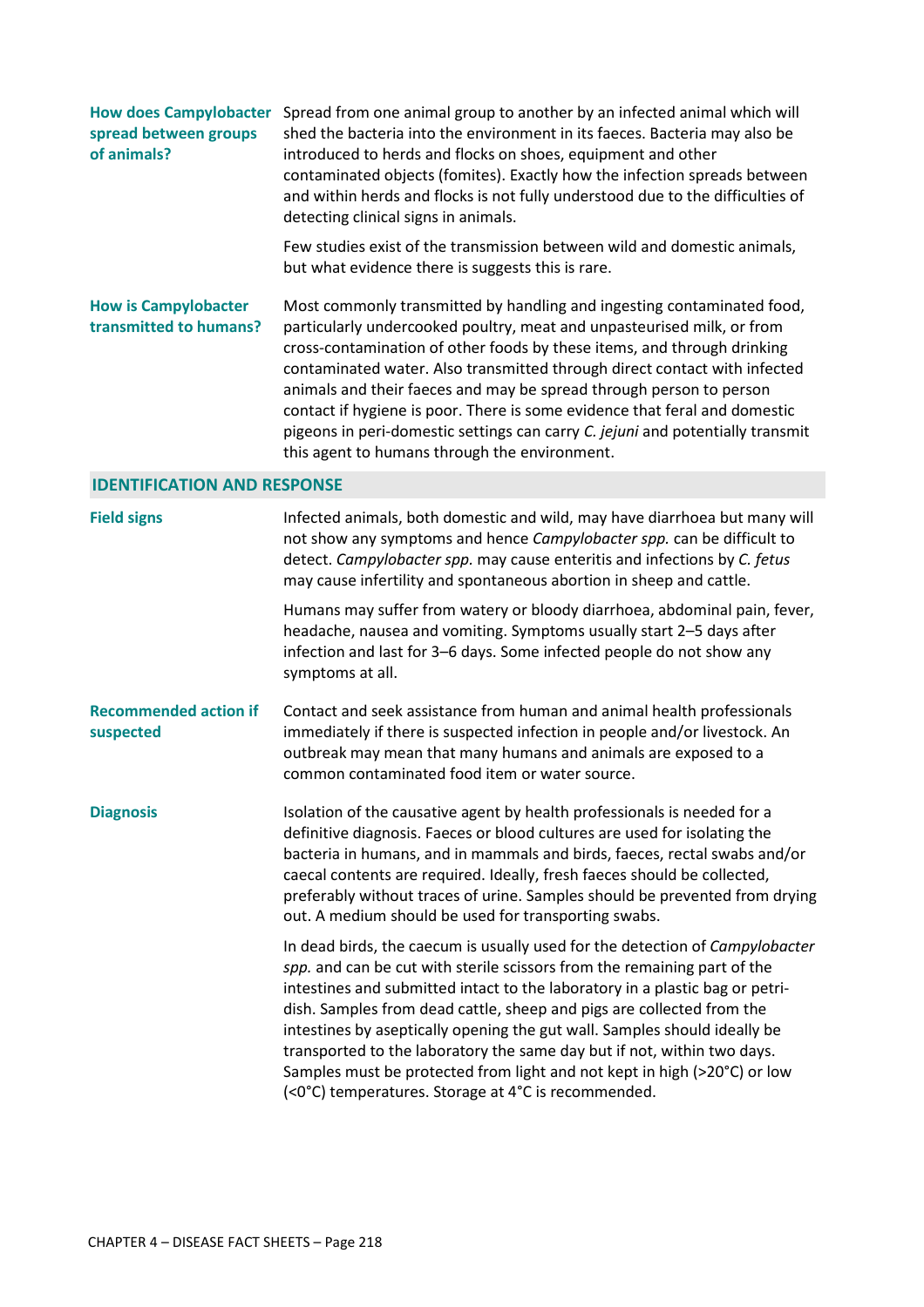**How does Campylobacter spread between groups of animals?**

Spread from one animal group to another by an infected animal which will shed the bacteria into the environment in its faeces. Bacteria may also be introduced to herds and flocks on shoes, equipment and other contaminated objects (fomites). Exactly how the infection spreads between and within herds and flocks is not fully understood due to the difficulties of detecting clinical signs in animals.

Few studies exist of the transmission between wild and domestic animals, but what evidence there is suggests this is rare.

**How is Campylobacter transmitted to humans?**

Most commonly transmitted by handling and ingesting contaminated food, particularly undercooked poultry, meat and unpasteurised milk, or from cross-contamination of other foods by these items, and through drinking contaminated water. Also transmitted through direct contact with infected animals and their faeces and may be spread through person to person contact if hygiene is poor. There is some evidence that feral and domestic pigeons in peri-domestic settings can carry *C. jejuni* and potentially transmit this agent to humans through the environment.

## IDENTIFICATION AND RESPONSE

**Field signs**

Infected animals, both domestic and wild, may have diarrhoea but many will not show any symptoms and hence *Campylobacter spp.* can be difficult to detect. *Campylobacter spp.* may cause enteritis and infections by *C. fetus* may cause infertility and spontaneous abortion in sheep and cattle.

Humans may suffer from watery or bloody diarrhoea, abdominal pain, fever, headache, nausea and vomiting. Symptoms usually start 2–5 days after infection and last for 3–6 days. Some infected people do not show any symptoms at all.

**Recommended action if suspected**

Contact and seek assistance from human and animal health professionals immediately if there is suspected infection in people and/or livestock. An outbreak may mean that many humans and animals are exposed to a common contaminated food item or water source.

**Diagnosis**

Isolation of the causative agent by health professionals is needed for a definitive diagnosis. Faeces or blood cultures are used for isolating the bacteria in humans, and in mammals and birds, faeces, rectal swabs and/or caecal contents are required. Ideally, fresh faeces should be collected, preferably without traces of urine. Samples should be prevented from drying out. A medium should be used for transporting swabs.

In dead birds, the caecum is usually used for the detection of *Campylobacter spp.* and can be cut with sterile scissors from the remaining part of the intestines and submitted intact to the laboratory in a plastic bag or petri-dish. Samples from dead cattle, sheep and pigs are collected from the intestines by aseptically opening the gut wall. Samples should ideally be transported to the laboratory the same day but if not, within two days. Samples must be protected from light and not kept in high (>20°C) or low (<0°C) temperatures. Storage at 4°C is recommended.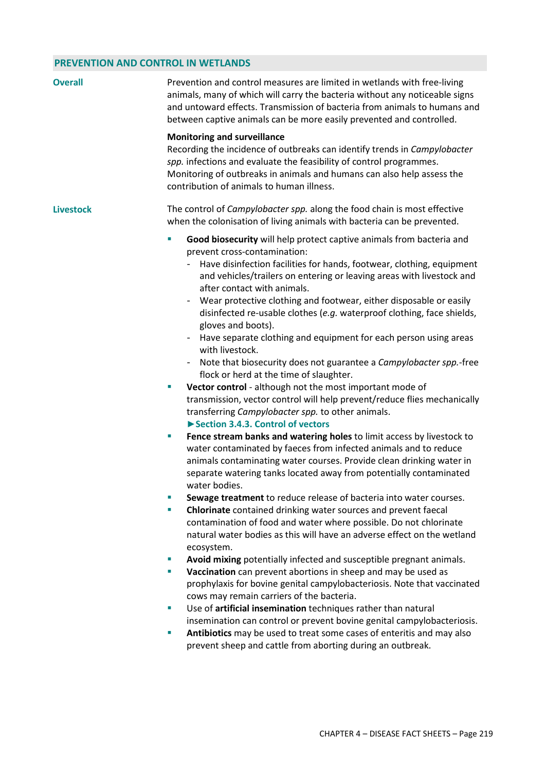## PREVENTION AND CONTROL IN WETLANDS

**Overall**

Prevention and control measures are limited in wetlands with free-living animals, many of which will carry the bacteria without any noticeable signs and untoward effects. Transmission of bacteria from animals to humans and between captive animals can be more easily prevented and controlled.

**Monitoring and surveillance**
Recording the incidence of outbreaks can identify trends in *Campylobacter spp.* infections and evaluate the feasibility of control programmes. Monitoring of outbreaks in animals and humans can also help assess the contribution of animals to human illness.

**Livestock**

The control of *Campylobacter spp.* along the food chain is most effective when the colonisation of living animals with bacteria can be prevented.

- **Good biosecurity** will help protect captive animals from bacteria and prevent cross-contamination:
  - Have disinfection facilities for hands, footwear, clothing, equipment and vehicles/trailers on entering or leaving areas with livestock and after contact with animals.
  - Wear protective clothing and footwear, either disposable or easily disinfected re-usable clothes (*e.g.* waterproof clothing, face shields, gloves and boots).
  - Have separate clothing and equipment for each person using areas with livestock.
  - Note that biosecurity does not guarantee a *Campylobacter spp.*-free flock or herd at the time of slaughter.
- **Vector control** - although not the most important mode of transmission, vector control will help prevent/reduce flies mechanically transferring *Campylobacter spp.* to other animals.
  **►Section 3.4.3. Control of vectors**
- **Fence stream banks and watering holes** to limit access by livestock to water contaminated by faeces from infected animals and to reduce animals contaminating water courses. Provide clean drinking water in separate watering tanks located away from potentially contaminated water bodies.
- **Sewage treatment** to reduce release of bacteria into water courses.
- **Chlorinate** contained drinking water sources and prevent faecal contamination of food and water where possible. Do not chlorinate natural water bodies as this will have an adverse effect on the wetland ecosystem.
- **Avoid mixing** potentially infected and susceptible pregnant animals.
- **Vaccination** can prevent abortions in sheep and may be used as prophylaxis for bovine genital campylobacteriosis. Note that vaccinated cows may remain carriers of the bacteria.
- Use of **artificial insemination** techniques rather than natural insemination can control or prevent bovine genital campylobacteriosis.
- **Antibiotics** may be used to treat some cases of enteritis and may also prevent sheep and cattle from aborting during an outbreak.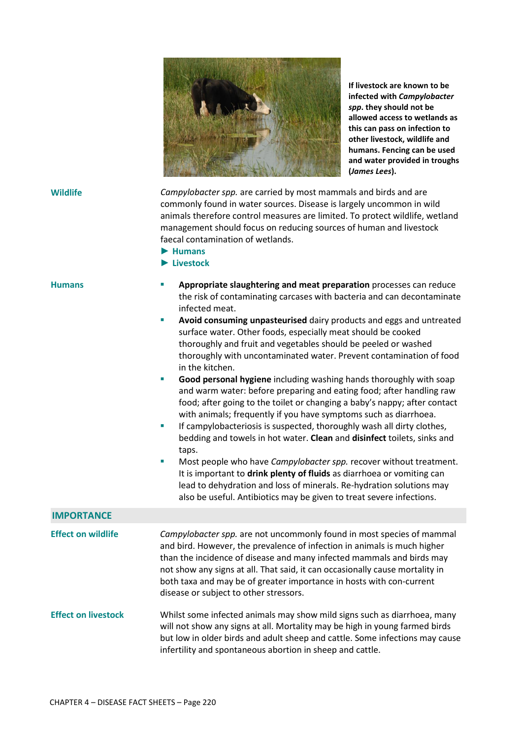**If livestock are known to be infected with *Campylobacter spp.* they should not be allowed access to wetlands as this can pass on infection to other livestock, wildlife and humans. Fencing can be used and water provided in troughs (*James Lees*).**

### Wildlife

*Campylobacter spp.* are carried by most mammals and birds and are commonly found in water sources. Disease is largely uncommon in wild animals therefore control measures are limited. To protect wildlife, wetland management should focus on reducing sources of human and livestock faecal contamination of wetlands.

► Humans
► Livestock

### Humans

- **Appropriate slaughtering and meat preparation** processes can reduce the risk of contaminating carcases with bacteria and can decontaminate infected meat.
- **Avoid consuming unpasteurised** dairy products and eggs and untreated surface water. Other foods, especially meat should be cooked thoroughly and fruit and vegetables should be peeled or washed thoroughly with uncontaminated water. Prevent contamination of food in the kitchen.
- **Good personal hygiene** including washing hands thoroughly with soap and warm water: before preparing and eating food; after handling raw food; after going to the toilet or changing a baby's nappy; after contact with animals; frequently if you have symptoms such as diarrhoea.
- If campylobacteriosis is suspected, thoroughly wash all dirty clothes, bedding and towels in hot water. **Clean** and **disinfect** toilets, sinks and taps.
- Most people who have *Campylobacter spp.* recover without treatment. It is important to **drink plenty of fluids** as diarrhoea or vomiting can lead to dehydration and loss of minerals. Re-hydration solutions may also be useful. Antibiotics may be given to treat severe infections.

## IMPORTANCE

### Effect on wildlife

*Campylobacter spp.* are not uncommonly found in most species of mammal and bird. However, the prevalence of infection in animals is much higher than the incidence of disease and many infected mammals and birds may not show any signs at all. That said, it can occasionally cause mortality in both taxa and may be of greater importance in hosts with con-current disease or subject to other stressors.

### Effect on livestock

Whilst some infected animals may show mild signs such as diarrhoea, many will not show any signs at all. Mortality may be high in young farmed birds but low in older birds and adult sheep and cattle. Some infections may cause infertility and spontaneous abortion in sheep and cattle.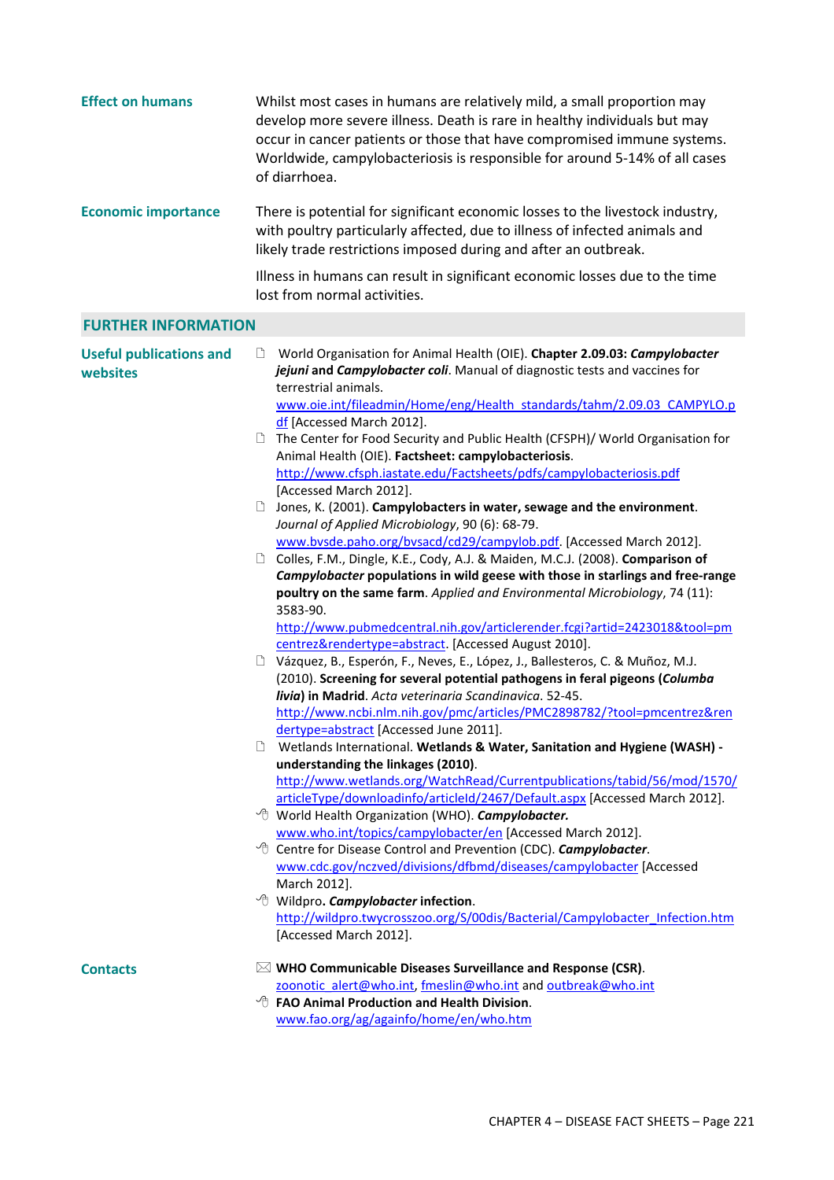**Effect on humans**

Whilst most cases in humans are relatively mild, a small proportion may develop more severe illness. Death is rare in healthy individuals but may occur in cancer patients or those that have compromised immune systems. Worldwide, campylobacteriosis is responsible for around 5-14% of all cases of diarrhoea.

**Economic importance**

There is potential for significant economic losses to the livestock industry, with poultry particularly affected, due to illness of infected animals and likely trade restrictions imposed during and after an outbreak.

Illness in humans can result in significant economic losses due to the time lost from normal activities.

## FURTHER INFORMATION

**Useful publications and websites**

- World Organisation for Animal Health (OIE). **Chapter 2.09.03: *Campylobacter jejuni* and *Campylobacter coli***. Manual of diagnostic tests and vaccines for terrestrial animals. www.oie.int/fileadmin/Home/eng/Health_standards/tahm/2.09.03_CAMPYLO.pdf [Accessed March 2012].
- The Center for Food Security and Public Health (CFSPH)/ World Organisation for Animal Health (OIE). **Factsheet: campylobacteriosis**. http://www.cfsph.iastate.edu/Factsheets/pdfs/campylobacteriosis.pdf [Accessed March 2012].
- Jones, K. (2001). **Campylobacters in water, sewage and the environment**. *Journal of Applied Microbiology*, 90 (6): 68-79. www.bvsde.paho.org/bvsacd/cd29/campylob.pdf. [Accessed March 2012].
- Colles, F.M., Dingle, K.E., Cody, A.J. & Maiden, M.C.J. (2008). **Comparison of *Campylobacter* populations in wild geese with those in starlings and free-range poultry on the same farm**. *Applied and Environmental Microbiology*, 74 (11): 3583-90. http://www.pubmedcentral.nih.gov/articlerender.fcgi?artid=2423018&tool=pmcentrez&rendertype=abstract. [Accessed August 2010].
- Vázquez, B., Esperón, F., Neves, E., López, J., Ballesteros, C. & Muñoz, M.J. (2010). **Screening for several potential pathogens in feral pigeons (*Columba livia*) in Madrid**. *Acta veterinaria Scandinavica*. 52-45. http://www.ncbi.nlm.nih.gov/pmc/articles/PMC2898782/?tool=pmcentrez&rendertype=abstract [Accessed June 2011].
- Wetlands International. **Wetlands & Water, Sanitation and Hygiene (WASH) - understanding the linkages (2010)**. http://www.wetlands.org/WatchRead/Currentpublications/tabid/56/mod/1570/articleType/downloadinfo/articleId/2467/Default.aspx [Accessed March 2012].
- World Health Organization (WHO). ***Campylobacter.*** www.who.int/topics/campylobacter/en [Accessed March 2012].
- Centre for Disease Control and Prevention (CDC). ***Campylobacter***. www.cdc.gov/nczved/divisions/dfbmd/diseases/campylobacter [Accessed March 2012].
- Wildpro. ***Campylobacter* infection**. http://wildpro.twycrosszoo.org/S/00dis/Bacterial/Campylobacter_Infection.htm [Accessed March 2012].

**Contacts**

- **WHO Communicable Diseases Surveillance and Response (CSR)**. zoonotic_alert@who.int, fmeslin@who.int and outbreak@who.int
- **FAO Animal Production and Health Division**. www.fao.org/ag/againfo/home/en/who.htm